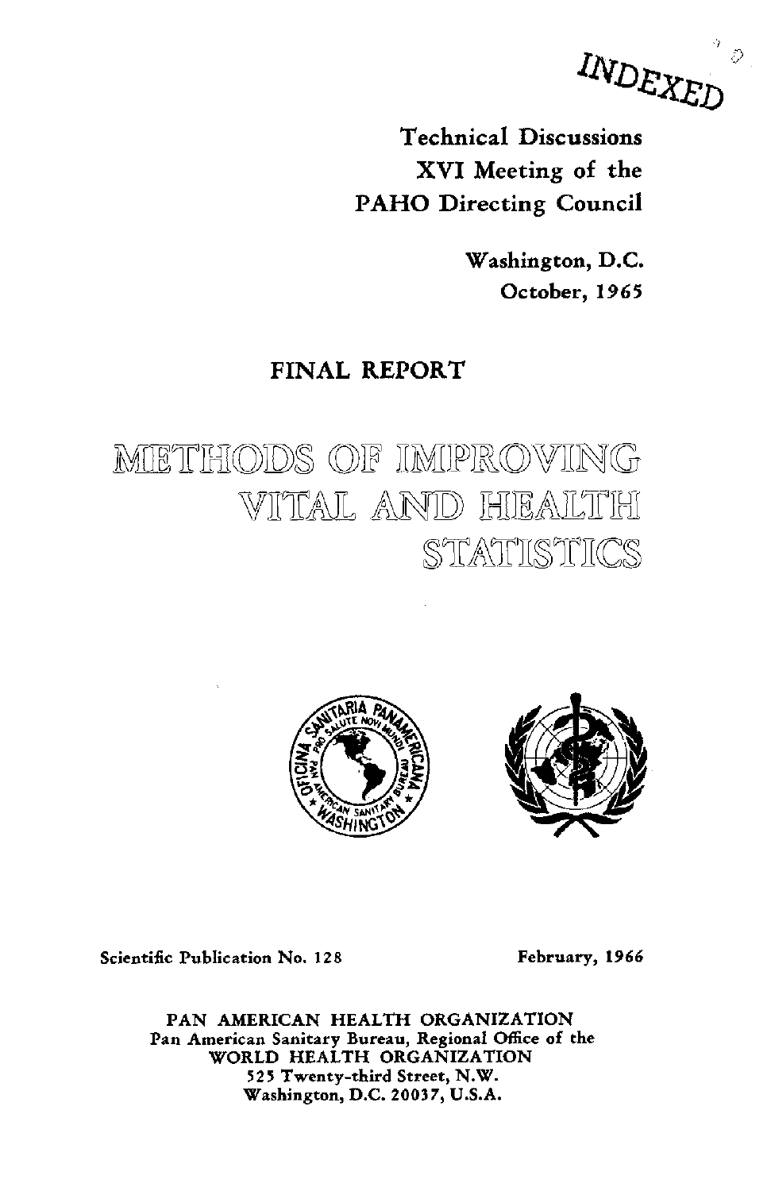INDEXED

Technical Discussions
XVI Meeting of the
PAHO Directing Council

Washington, D.C.
October, 1965

## FINAL REPORT

# METHODS OF IMPROVING VITAL AND HEALTH STATISTICS

Scientific Publication No. 128

February, 1966

PAN AMERICAN HEALTH ORGANIZATION
Pan American Sanitary Bureau, Regional Office of the
WORLD HEALTH ORGANIZATION
525 Twenty-third Street, N.W.
Washington, D.C. 20037, U.S.A.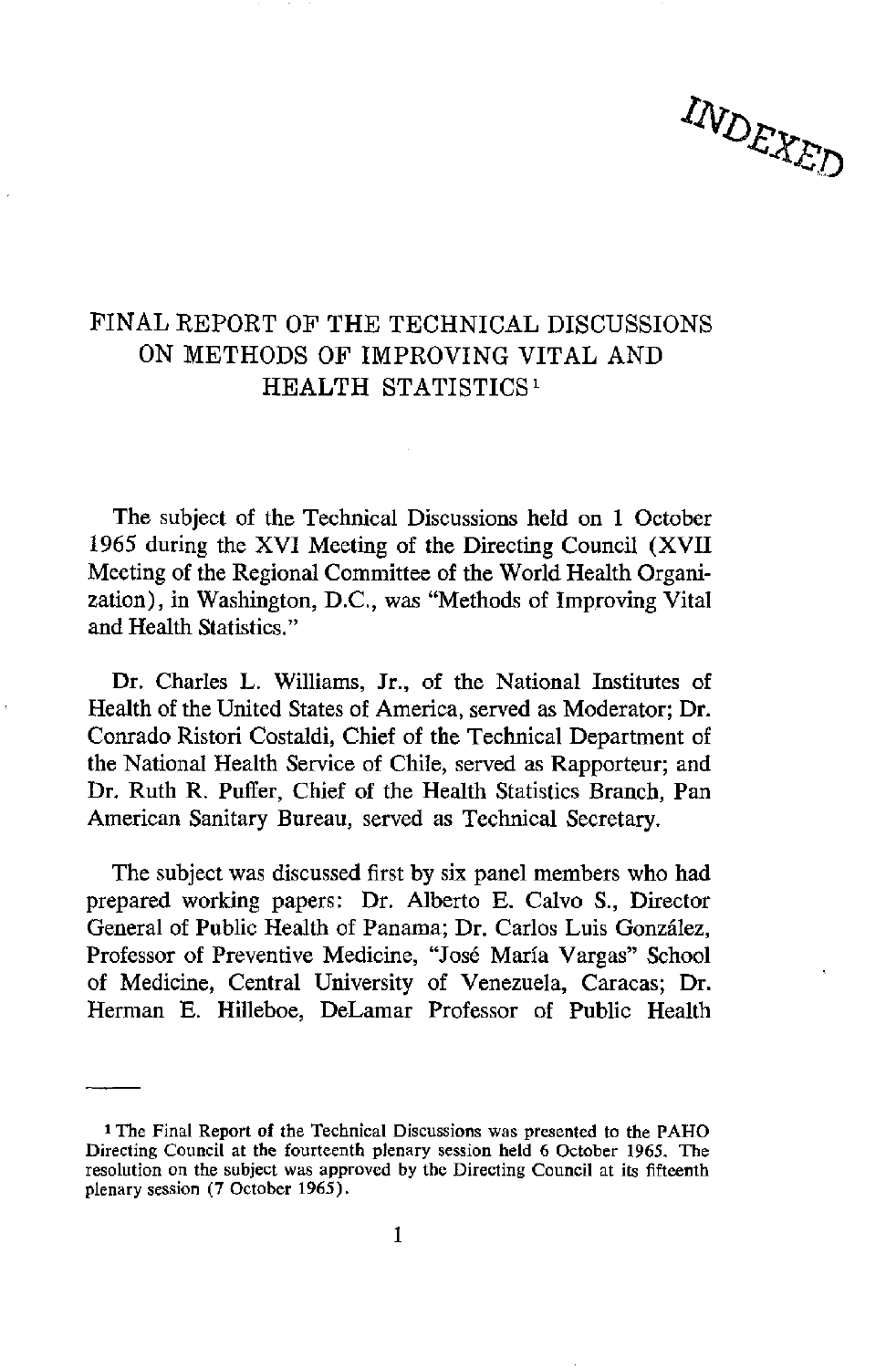INDEXED

# FINAL REPORT OF THE TECHNICAL DISCUSSIONS ON METHODS OF IMPROVING VITAL AND HEALTH STATISTICS[1]

The subject of the Technical Discussions held on 1 October 1965 during the XVI Meeting of the Directing Council (XVII Meeting of the Regional Committee of the World Health Organization), in Washington, D.C., was "Methods of Improving Vital and Health Statistics."

Dr. Charles L. Williams, Jr., of the National Institutes of Health of the United States of America, served as Moderator; Dr. Conrado Ristori Costaldi, Chief of the Technical Department of the National Health Service of Chile, served as Rapporteur; and Dr. Ruth R. Puffer, Chief of the Health Statistics Branch, Pan American Sanitary Bureau, served as Technical Secretary.

The subject was discussed first by six panel members who had prepared working papers: Dr. Alberto E. Calvo S., Director General of Public Health of Panama; Dr. Carlos Luis González, Professor of Preventive Medicine, "José María Vargas" School of Medicine, Central University of Venezuela, Caracas; Dr. Herman E. Hilleboe, DeLamar Professor of Public Health

---

[1] The Final Report of the Technical Discussions was presented to the PAHO Directing Council at the fourteenth plenary session held 6 October 1965. The resolution on the subject was approved by the Directing Council at its fifteenth plenary session (7 October 1965).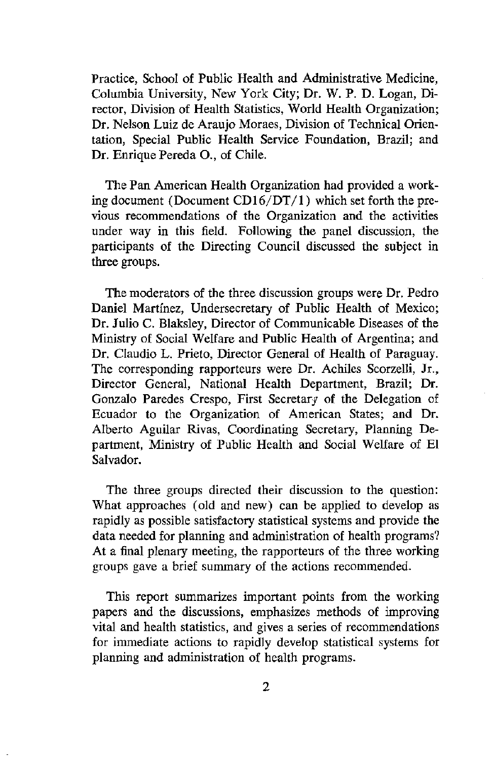Practice, School of Public Health and Administrative Medicine, Columbia University, New York City; Dr. W. P. D. Logan, Director, Division of Health Statistics, World Health Organization; Dr. Nelson Luiz de Araujo Moraes, Division of Technical Orientation, Special Public Health Service Foundation, Brazil; and Dr. Enrique Pereda O., of Chile.

The Pan American Health Organization had provided a working document (Document CD16/DT/1) which set forth the previous recommendations of the Organization and the activities under way in this field. Following the panel discussion, the participants of the Directing Council discussed the subject in three groups.

The moderators of the three discussion groups were Dr. Pedro Daniel Martínez, Undersecretary of Public Health of Mexico; Dr. Julio C. Blaksley, Director of Communicable Diseases of the Ministry of Social Welfare and Public Health of Argentina; and Dr. Claudio L. Prieto, Director General of Health of Paraguay. The corresponding rapporteurs were Dr. Achiles Scorzelli, Jr., Director General, National Health Department, Brazil; Dr. Gonzalo Paredes Crespo, First Secretary of the Delegation of Ecuador to the Organization of American States; and Dr. Alberto Aguilar Rivas, Coordinating Secretary, Planning Department, Ministry of Public Health and Social Welfare of El Salvador.

The three groups directed their discussion to the question: What approaches (old and new) can be applied to develop as rapidly as possible satisfactory statistical systems and provide the data needed for planning and administration of health programs? At a final plenary meeting, the rapporteurs of the three working groups gave a brief summary of the actions recommended.

This report summarizes important points from the working papers and the discussions, emphasizes methods of improving vital and health statistics, and gives a series of recommendations for immediate actions to rapidly develop statistical systems for planning and administration of health programs.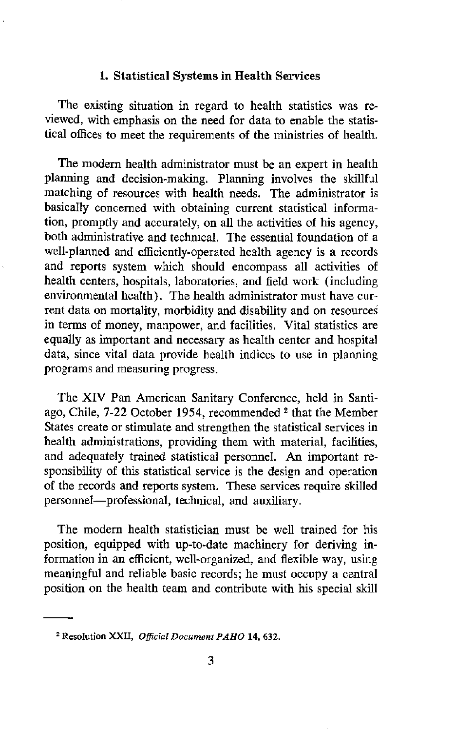## 1. Statistical Systems in Health Services

The existing situation in regard to health statistics was reviewed, with emphasis on the need for data to enable the statistical offices to meet the requirements of the ministries of health.

The modern health administrator must be an expert in health planning and decision-making. Planning involves the skillful matching of resources with health needs. The administrator is basically concerned with obtaining current statistical information, promptly and accurately, on all the activities of his agency, both administrative and technical. The essential foundation of a well-planned and efficiently-operated health agency is a records and reports system which should encompass all activities of health centers, hospitals, laboratories, and field work (including environmental health). The health administrator must have current data on mortality, morbidity and disability and on resources in terms of money, manpower, and facilities. Vital statistics are equally as important and necessary as health center and hospital data, since vital data provide health indices to use in planning programs and measuring progress.

The XIV Pan American Sanitary Conference, held in Santiago, Chile, 7-22 October 1954, recommended [2] that the Member States create or stimulate and strengthen the statistical services in health administrations, providing them with material, facilities, and adequately trained statistical personnel. An important responsibility of this statistical service is the design and operation of the records and reports system. These services require skilled personnel—professional, technical, and auxiliary.

The modern health statistician must be well trained for his position, equipped with up-to-date machinery for deriving information in an efficient, well-organized, and flexible way, using meaningful and reliable basic records; he must occupy a central position on the health team and contribute with his special skill

---

[2] Resolution XXII, *Official Document PAHO* **14**, 632.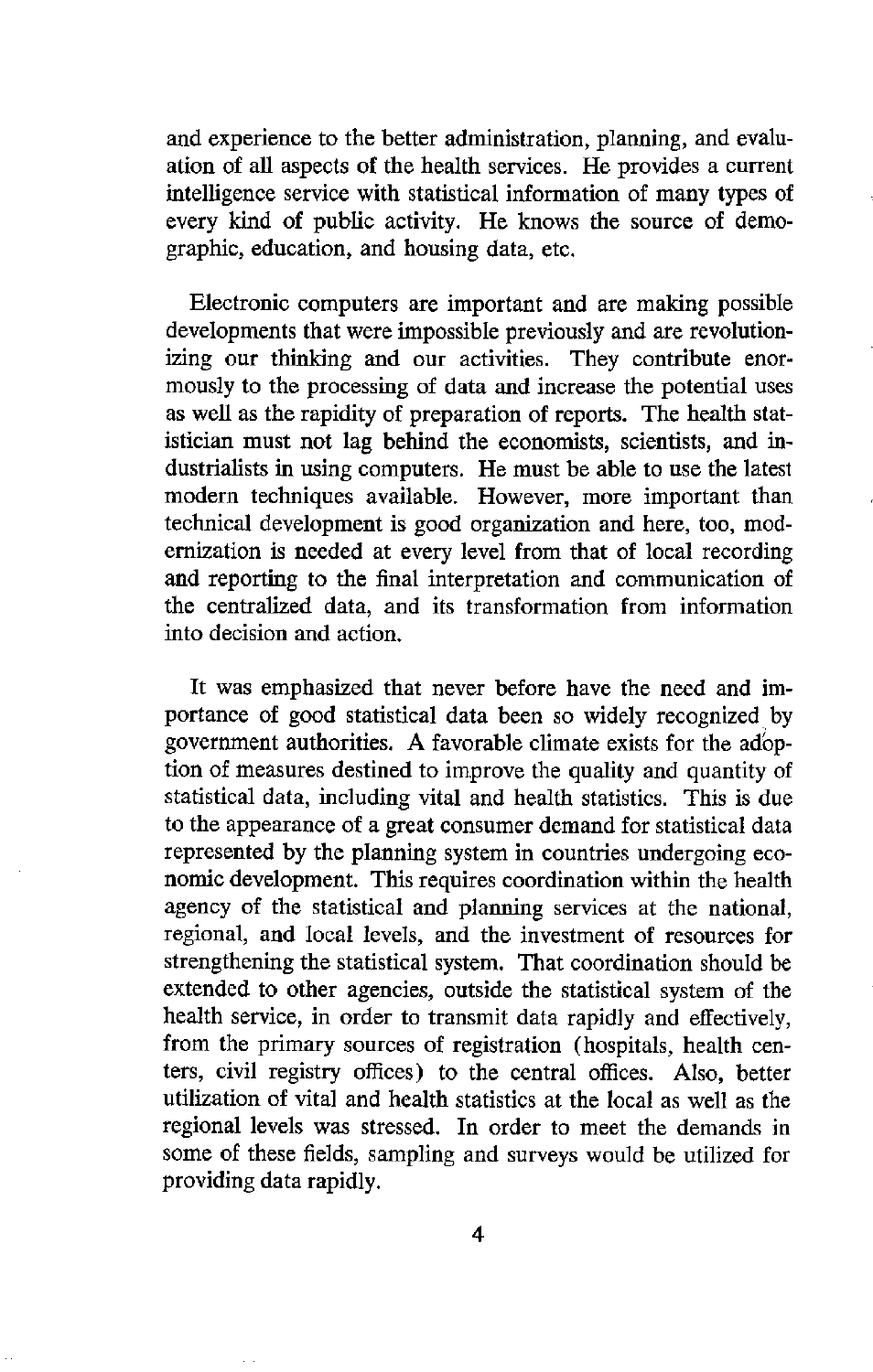and experience to the better administration, planning, and evaluation of all aspects of the health services. He provides a current intelligence service with statistical information of many types of every kind of public activity. He knows the source of demographic, education, and housing data, etc.

Electronic computers are important and are making possible developments that were impossible previously and are revolutionizing our thinking and our activities. They contribute enormously to the processing of data and increase the potential uses as well as the rapidity of preparation of reports. The health statistician must not lag behind the economists, scientists, and industrialists in using computers. He must be able to use the latest modern techniques available. However, more important than technical development is good organization and here, too, modernization is needed at every level from that of local recording and reporting to the final interpretation and communication of the centralized data, and its transformation from information into decision and action.

It was emphasized that never before have the need and importance of good statistical data been so widely recognized by government authorities. A favorable climate exists for the adoption of measures destined to improve the quality and quantity of statistical data, including vital and health statistics. This is due to the appearance of a great consumer demand for statistical data represented by the planning system in countries undergoing economic development. This requires coordination within the health agency of the statistical and planning services at the national, regional, and local levels, and the investment of resources for strengthening the statistical system. That coordination should be extended to other agencies, outside the statistical system of the health service, in order to transmit data rapidly and effectively, from the primary sources of registration (hospitals, health centers, civil registry offices) to the central offices. Also, better utilization of vital and health statistics at the local as well as the regional levels was stressed. In order to meet the demands in some of these fields, sampling and surveys would be utilized for providing data rapidly.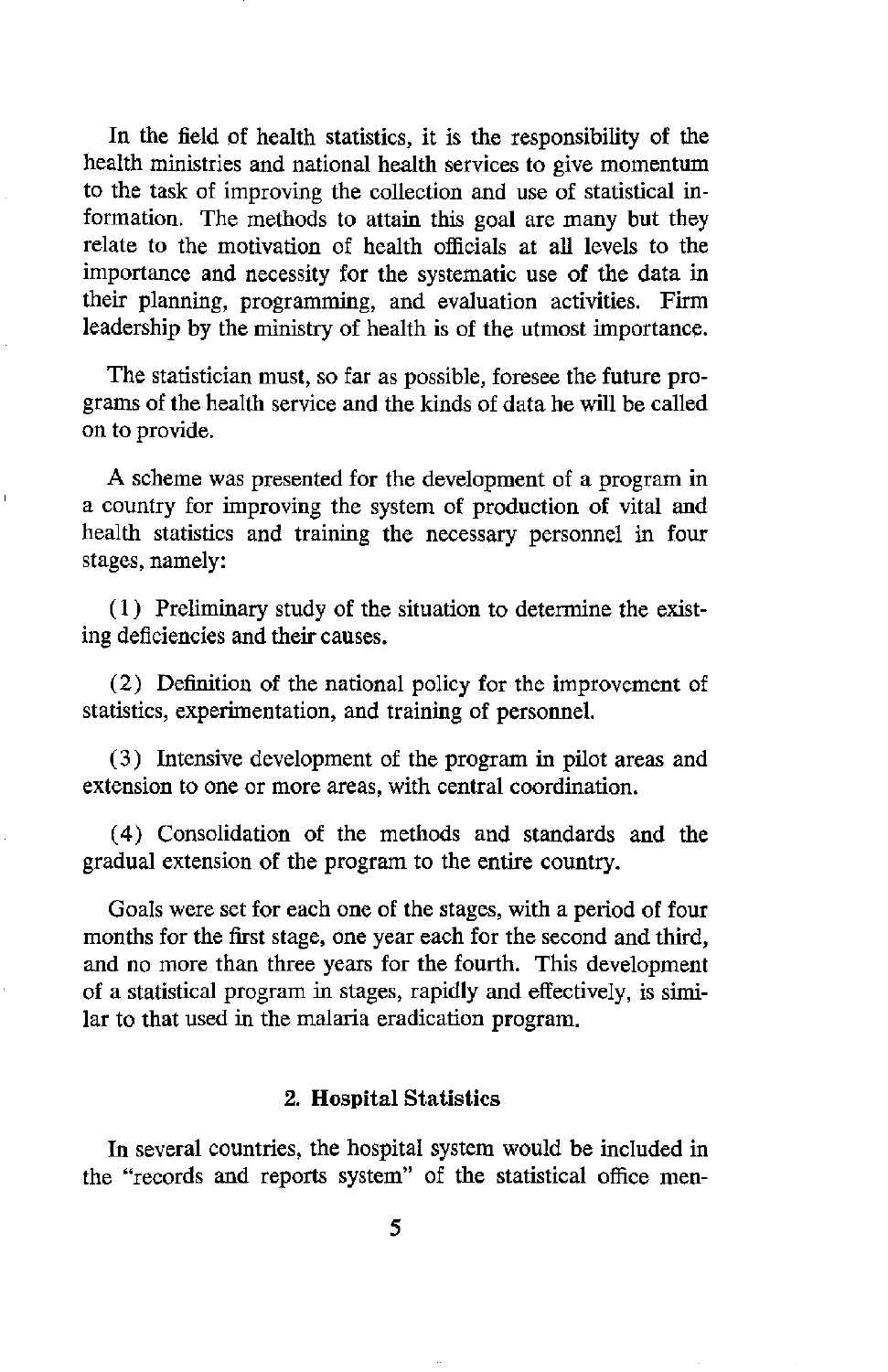In the field of health statistics, it is the responsibility of the health ministries and national health services to give momentum to the task of improving the collection and use of statistical information. The methods to attain this goal are many but they relate to the motivation of health officials at all levels to the importance and necessity for the systematic use of the data in their planning, programming, and evaluation activities. Firm leadership by the ministry of health is of the utmost importance.

The statistician must, so far as possible, foresee the future programs of the health service and the kinds of data he will be called on to provide.

A scheme was presented for the development of a program in a country for improving the system of production of vital and health statistics and training the necessary personnel in four stages, namely:

(1) Preliminary study of the situation to determine the existing deficiencies and their causes.

(2) Definition of the national policy for the improvement of statistics, experimentation, and training of personnel.

(3) Intensive development of the program in pilot areas and extension to one or more areas, with central coordination.

(4) Consolidation of the methods and standards and the gradual extension of the program to the entire country.

Goals were set for each one of the stages, with a period of four months for the first stage, one year each for the second and third, and no more than three years for the fourth. This development of a statistical program in stages, rapidly and effectively, is similar to that used in the malaria eradication program.

### 2. Hospital Statistics

In several countries, the hospital system would be included in the "records and reports system" of the statistical office men-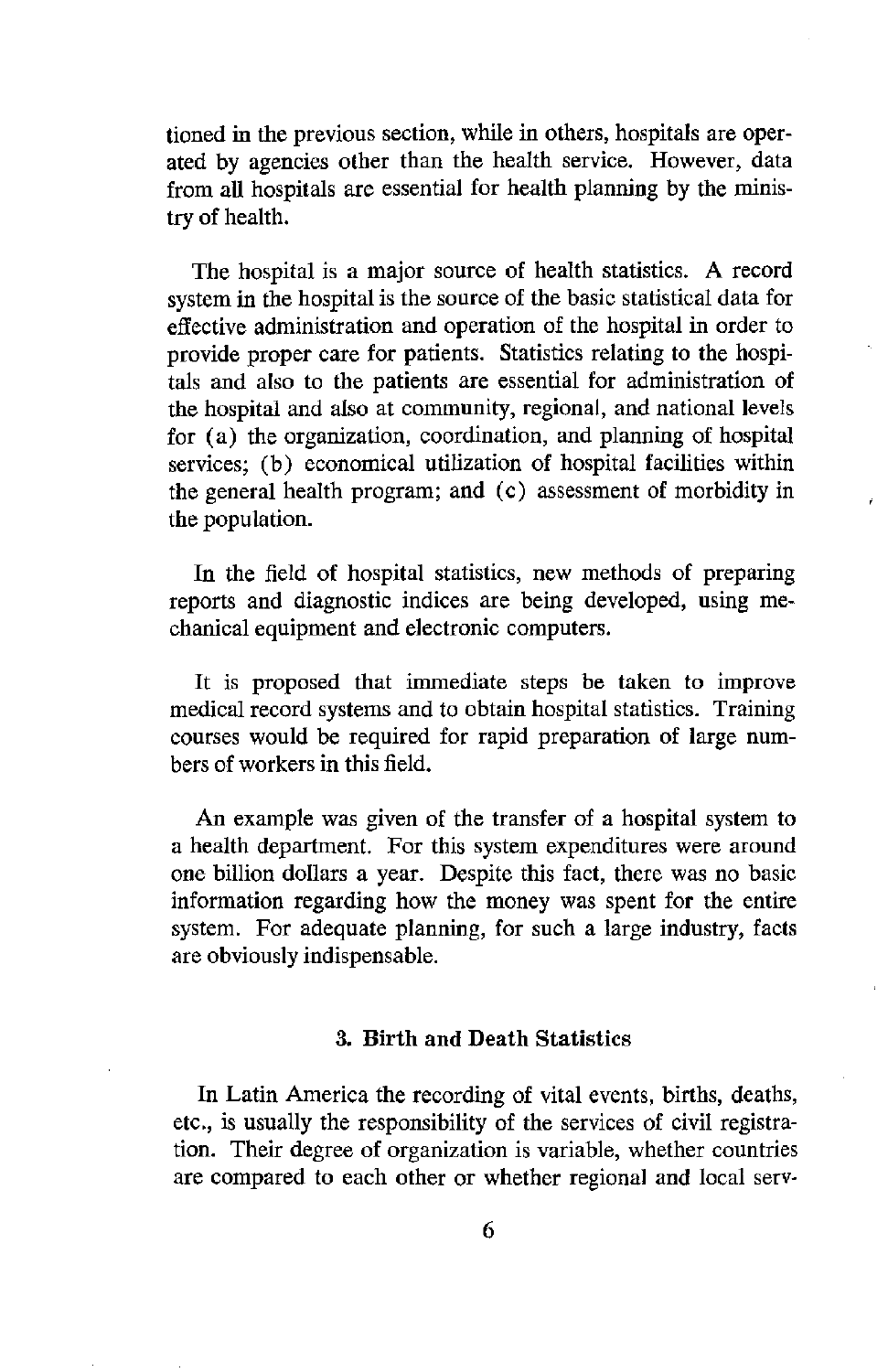tioned in the previous section, while in others, hospitals are operated by agencies other than the health service. However, data from all hospitals are essential for health planning by the ministry of health.

The hospital is a major source of health statistics. A record system in the hospital is the source of the basic statistical data for effective administration and operation of the hospital in order to provide proper care for patients. Statistics relating to the hospitals and also to the patients are essential for administration of the hospital and also at community, regional, and national levels for (a) the organization, coordination, and planning of hospital services; (b) economical utilization of hospital facilities within the general health program; and (c) assessment of morbidity in the population.

In the field of hospital statistics, new methods of preparing reports and diagnostic indices are being developed, using mechanical equipment and electronic computers.

It is proposed that immediate steps be taken to improve medical record systems and to obtain hospital statistics. Training courses would be required for rapid preparation of large numbers of workers in this field.

An example was given of the transfer of a hospital system to a health department. For this system expenditures were around one billion dollars a year. Despite this fact, there was no basic information regarding how the money was spent for the entire system. For adequate planning, for such a large industry, facts are obviously indispensable.

### 3. Birth and Death Statistics

In Latin America the recording of vital events, births, deaths, etc., is usually the responsibility of the services of civil registration. Their degree of organization is variable, whether countries are compared to each other or whether regional and local serv-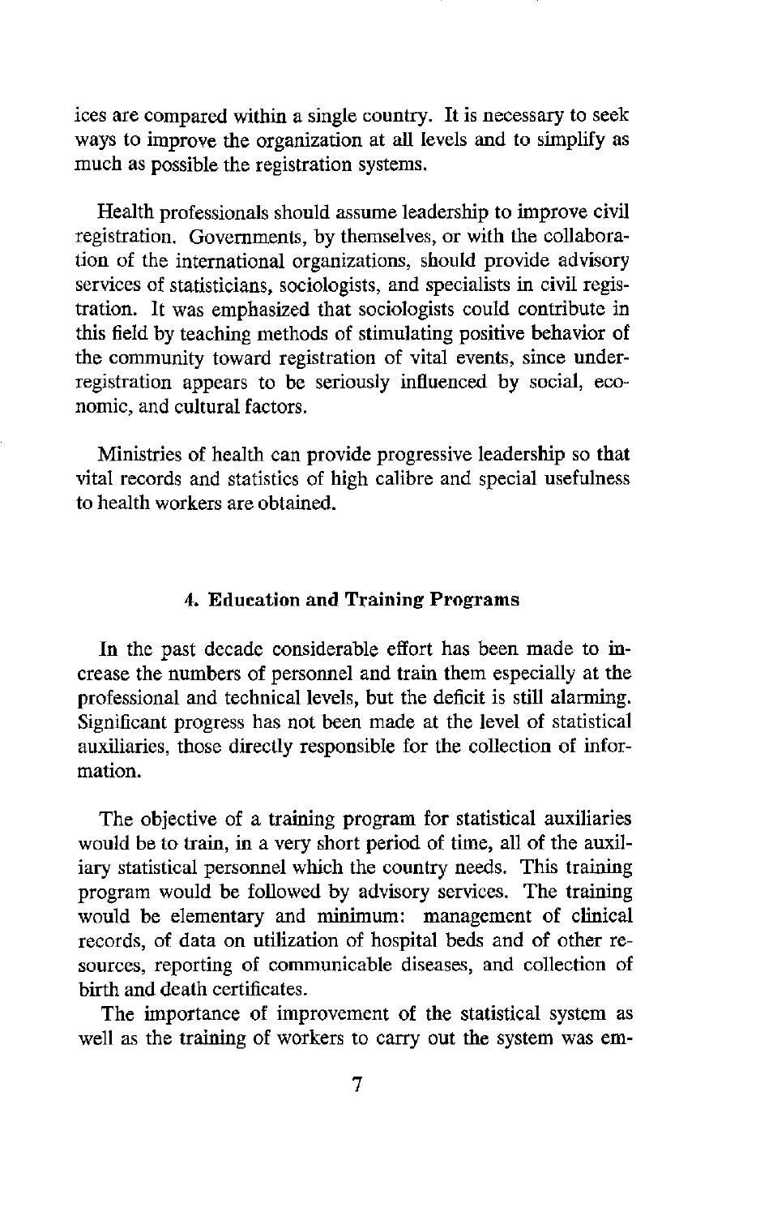ices are compared within a single country. It is necessary to seek ways to improve the organization at all levels and to simplify as much as possible the registration systems.

Health professionals should assume leadership to improve civil registration. Governments, by themselves, or with the collaboration of the international organizations, should provide advisory services of statisticians, sociologists, and specialists in civil registration. It was emphasized that sociologists could contribute in this field by teaching methods of stimulating positive behavior of the community toward registration of vital events, since under-registration appears to be seriously influenced by social, economic, and cultural factors.

Ministries of health can provide progressive leadership so that vital records and statistics of high calibre and special usefulness to health workers are obtained.

## 4. Education and Training Programs

In the past decade considerable effort has been made to increase the numbers of personnel and train them especially at the professional and technical levels, but the deficit is still alarming. Significant progress has not been made at the level of statistical auxiliaries, those directly responsible for the collection of information.

The objective of a training program for statistical auxiliaries would be to train, in a very short period of time, all of the auxiliary statistical personnel which the country needs. This training program would be followed by advisory services. The training would be elementary and minimum: management of clinical records, of data on utilization of hospital beds and of other resources, reporting of communicable diseases, and collection of birth and death certificates.

The importance of improvement of the statistical system as well as the training of workers to carry out the system was em-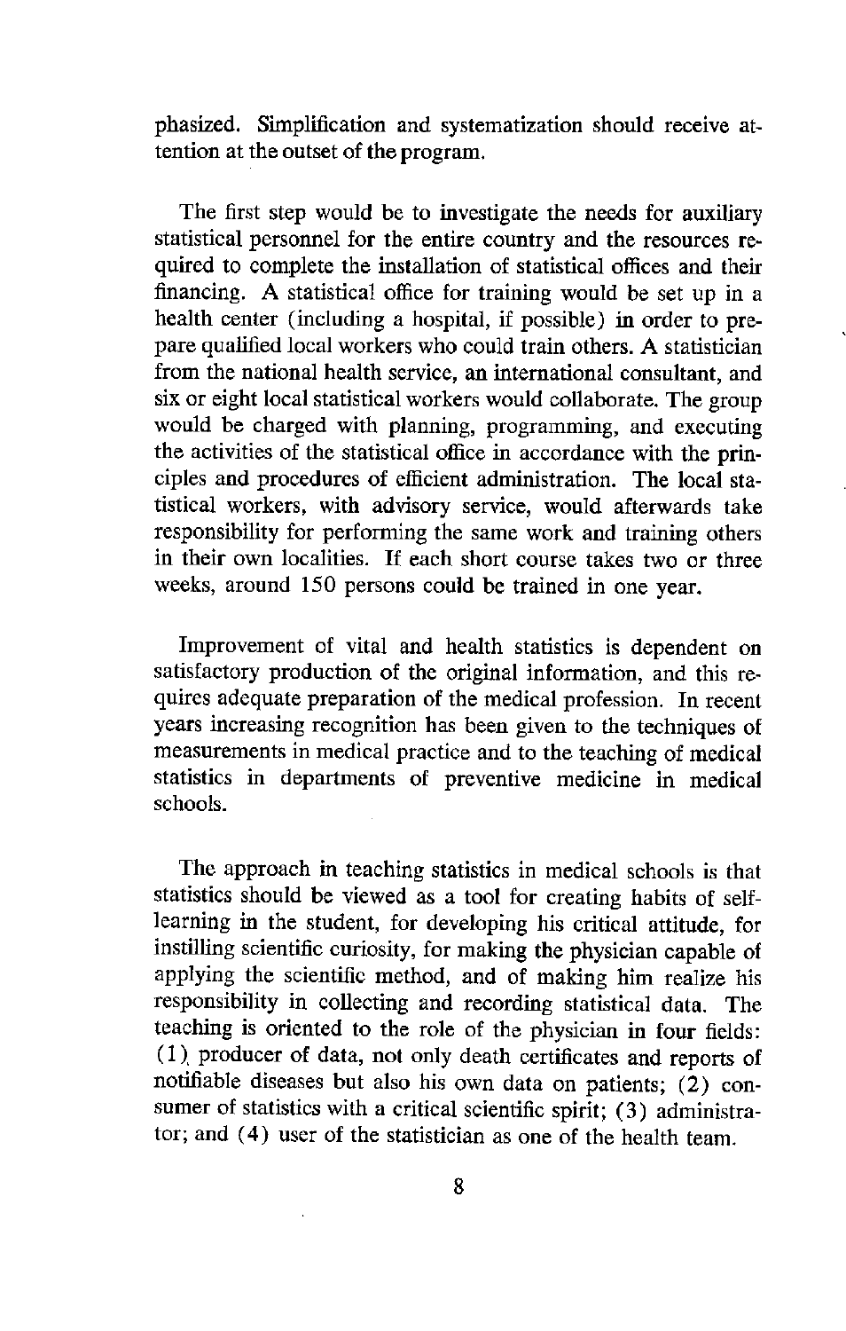phasized. Simplification and systematization should receive attention at the outset of the program.

The first step would be to investigate the needs for auxiliary statistical personnel for the entire country and the resources required to complete the installation of statistical offices and their financing. A statistical office for training would be set up in a health center (including a hospital, if possible) in order to prepare qualified local workers who could train others. A statistician from the national health service, an international consultant, and six or eight local statistical workers would collaborate. The group would be charged with planning, programming, and executing the activities of the statistical office in accordance with the principles and procedures of efficient administration. The local statistical workers, with advisory service, would afterwards take responsibility for performing the same work and training others in their own localities. If each short course takes two or three weeks, around 150 persons could be trained in one year.

Improvement of vital and health statistics is dependent on satisfactory production of the original information, and this requires adequate preparation of the medical profession. In recent years increasing recognition has been given to the techniques of measurements in medical practice and to the teaching of medical statistics in departments of preventive medicine in medical schools.

The approach in teaching statistics in medical schools is that statistics should be viewed as a tool for creating habits of self-learning in the student, for developing his critical attitude, for instilling scientific curiosity, for making the physician capable of applying the scientific method, and of making him realize his responsibility in collecting and recording statistical data. The teaching is oriented to the role of the physician in four fields: (1) producer of data, not only death certificates and reports of notifiable diseases but also his own data on patients; (2) consumer of statistics with a critical scientific spirit; (3) administrator; and (4) user of the statistician as one of the health team.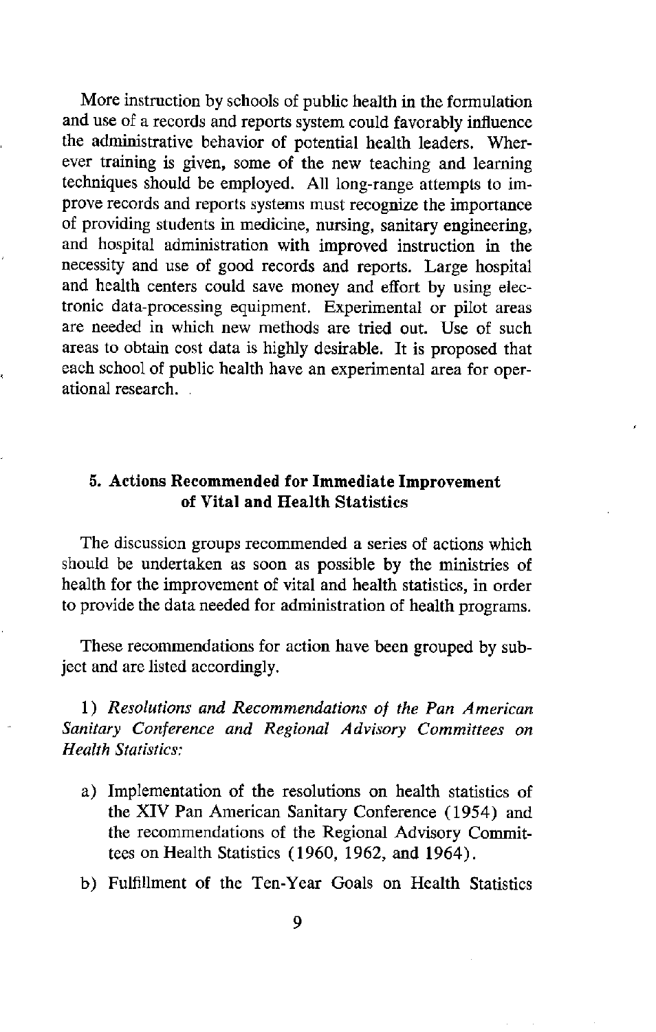More instruction by schools of public health in the formulation and use of a records and reports system could favorably influence the administrative behavior of potential health leaders. Wherever training is given, some of the new teaching and learning techniques should be employed. All long-range attempts to improve records and reports systems must recognize the importance of providing students in medicine, nursing, sanitary engineering, and hospital administration with improved instruction in the necessity and use of good records and reports. Large hospital and health centers could save money and effort by using electronic data-processing equipment. Experimental or pilot areas are needed in which new methods are tried out. Use of such areas to obtain cost data is highly desirable. It is proposed that each school of public health have an experimental area for operational research.

## 5. Actions Recommended for Immediate Improvement of Vital and Health Statistics

The discussion groups recommended a series of actions which should be undertaken as soon as possible by the ministries of health for the improvement of vital and health statistics, in order to provide the data needed for administration of health programs.

These recommendations for action have been grouped by subject and are listed accordingly.

1) *Resolutions and Recommendations of the Pan American Sanitary Conference and Regional Advisory Committees on Health Statistics:*

a) Implementation of the resolutions on health statistics of the XIV Pan American Sanitary Conference (1954) and the recommendations of the Regional Advisory Committees on Health Statistics (1960, 1962, and 1964).

b) Fulfillment of the Ten-Year Goals on Health Statistics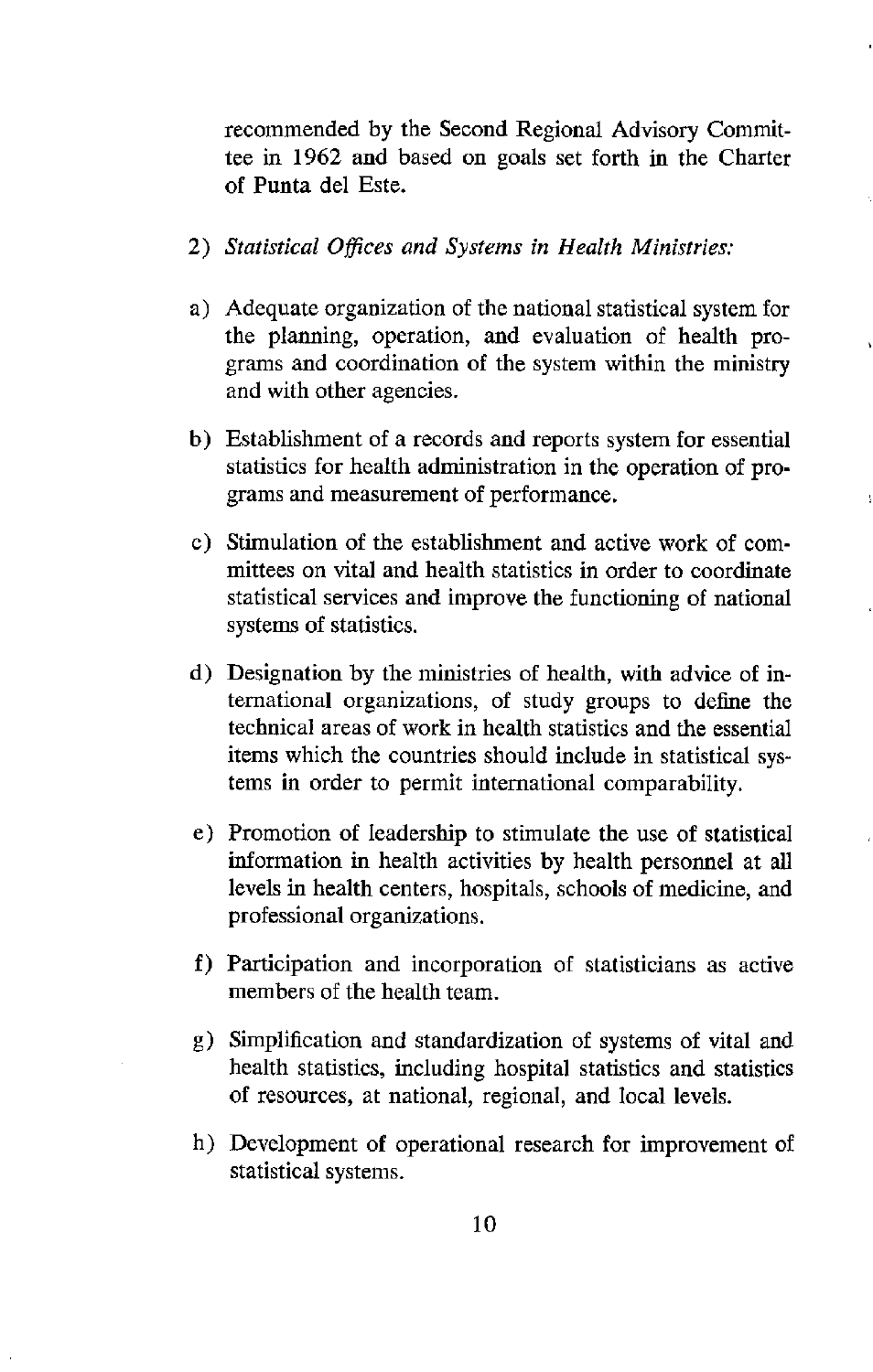recommended by the Second Regional Advisory Committee in 1962 and based on goals set forth in the Charter of Punta del Este.

2) *Statistical Offices and Systems in Health Ministries:*

a) Adequate organization of the national statistical system for the planning, operation, and evaluation of health programs and coordination of the system within the ministry and with other agencies.

b) Establishment of a records and reports system for essential statistics for health administration in the operation of programs and measurement of performance.

c) Stimulation of the establishment and active work of committees on vital and health statistics in order to coordinate statistical services and improve the functioning of national systems of statistics.

d) Designation by the ministries of health, with advice of international organizations, of study groups to define the technical areas of work in health statistics and the essential items which the countries should include in statistical systems in order to permit international comparability.

e) Promotion of leadership to stimulate the use of statistical information in health activities by health personnel at all levels in health centers, hospitals, schools of medicine, and professional organizations.

f) Participation and incorporation of statisticians as active members of the health team.

g) Simplification and standardization of systems of vital and health statistics, including hospital statistics and statistics of resources, at national, regional, and local levels.

h) Development of operational research for improvement of statistical systems.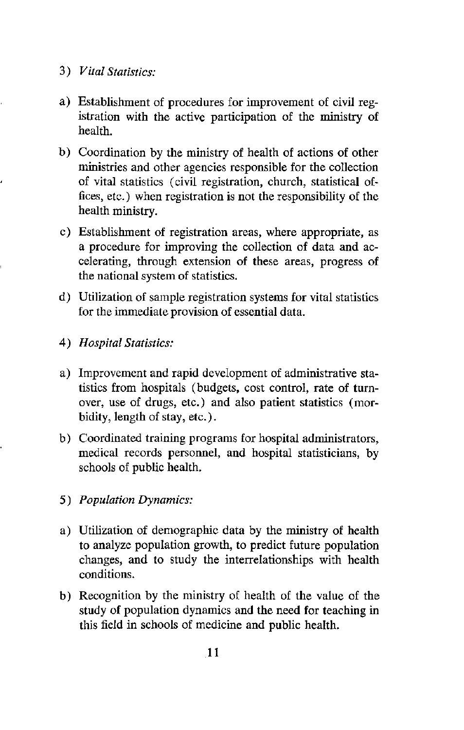3) *Vital Statistics:*

a) Establishment of procedures for improvement of civil registration with the active participation of the ministry of health.

b) Coordination by the ministry of health of actions of other ministries and other agencies responsible for the collection of vital statistics (civil registration, church, statistical offices, etc.) when registration is not the responsibility of the health ministry.

c) Establishment of registration areas, where appropriate, as a procedure for improving the collection of data and accelerating, through extension of these areas, progress of the national system of statistics.

d) Utilization of sample registration systems for vital statistics for the immediate provision of essential data.

4) *Hospital Statistics:*

a) Improvement and rapid development of administrative statistics from hospitals (budgets, cost control, rate of turnover, use of drugs, etc.) and also patient statistics (morbidity, length of stay, etc.).

b) Coordinated training programs for hospital administrators, medical records personnel, and hospital statisticians, by schools of public health.

5) *Population Dynamics:*

a) Utilization of demographic data by the ministry of health to analyze population growth, to predict future population changes, and to study the interrelationships with health conditions.

b) Recognition by the ministry of health of the value of the study of population dynamics and the need for teaching in this field in schools of medicine and public health.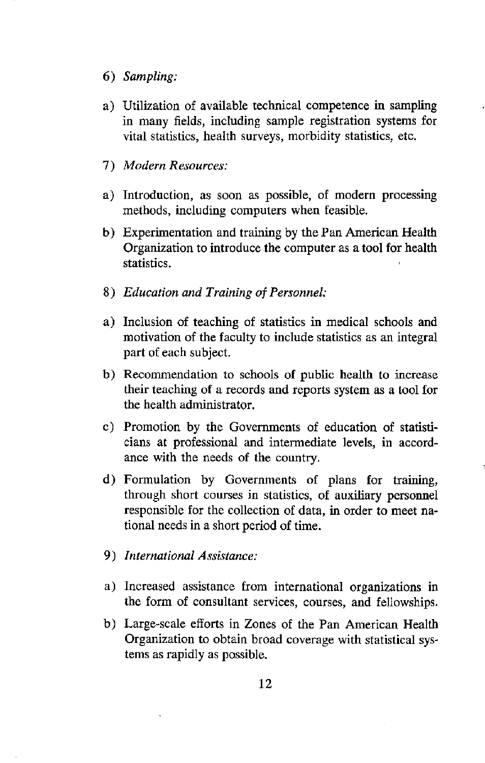6) *Sampling:*

a) Utilization of available technical competence in sampling in many fields, including sample registration systems for vital statistics, health surveys, morbidity statistics, etc.

7) *Modern Resources:*

a) Introduction, as soon as possible, of modern processing methods, including computers when feasible.

b) Experimentation and training by the Pan American Health Organization to introduce the computer as a tool for health statistics.

8) *Education and Training of Personnel:*

a) Inclusion of teaching of statistics in medical schools and motivation of the faculty to include statistics as an integral part of each subject.

b) Recommendation to schools of public health to increase their teaching of a records and reports system as a tool for the health administrator.

c) Promotion by the Governments of education of statisticians at professional and intermediate levels, in accordance with the needs of the country.

d) Formulation by Governments of plans for training, through short courses in statistics, of auxiliary personnel responsible for the collection of data, in order to meet national needs in a short period of time.

9) *International Assistance:*

a) Increased assistance from international organizations in the form of consultant services, courses, and fellowships.

b) Large-scale efforts in Zones of the Pan American Health Organization to obtain broad coverage with statistical systems as rapidly as possible.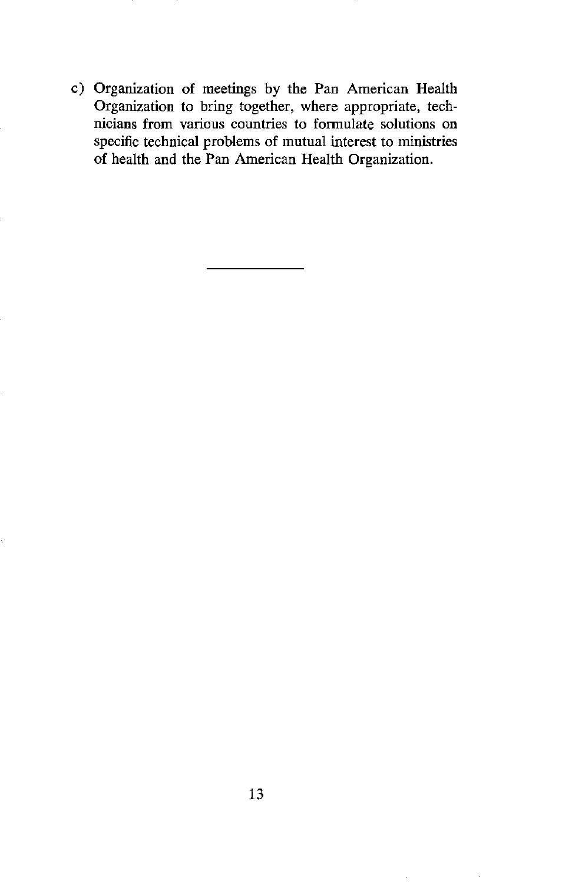c) Organization of meetings by the Pan American Health Organization to bring together, where appropriate, technicians from various countries to formulate solutions on specific technical problems of mutual interest to ministries of health and the Pan American Health Organization.

---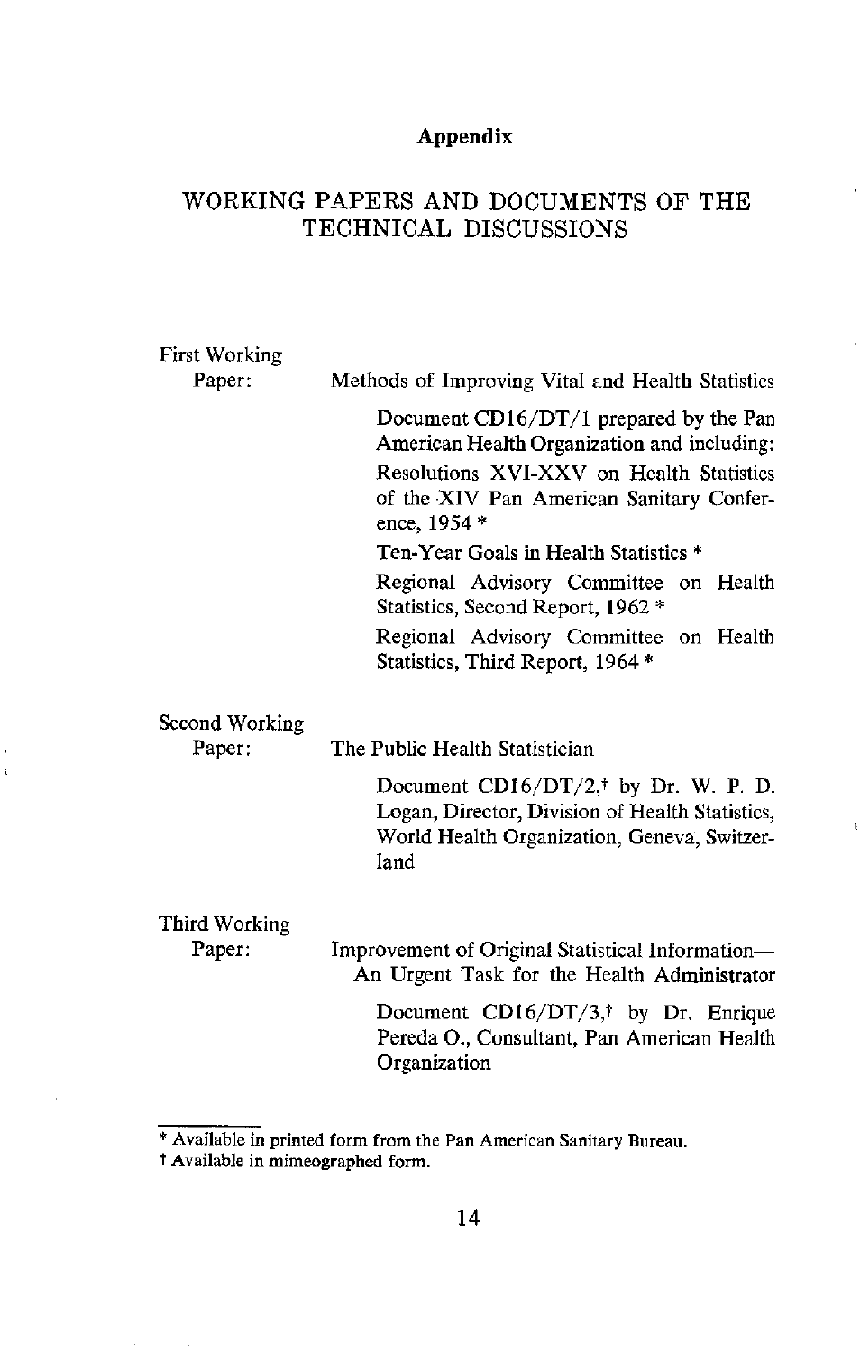## Appendix

# WORKING PAPERS AND DOCUMENTS OF THE TECHNICAL DISCUSSIONS

**First Working Paper:** Methods of Improving Vital and Health Statistics

Document CD16/DT/1 prepared by the Pan American Health Organization and including:

Resolutions XVI-XXV on Health Statistics of the XIV Pan American Sanitary Conference, 1954 *

Ten-Year Goals in Health Statistics *

Regional Advisory Committee on Health Statistics, Second Report, 1962 *

Regional Advisory Committee on Health Statistics, Third Report, 1964 *

**Second Working Paper:** The Public Health Statistician

Document CD16/DT/2,† by Dr. W. P. D. Logan, Director, Division of Health Statistics, World Health Organization, Geneva, Switzerland

**Third Working Paper:** Improvement of Original Statistical Information—An Urgent Task for the Health Administrator

Document CD16/DT/3,† by Dr. Enrique Pereda O., Consultant, Pan American Health Organization

---

* Available in printed form from the Pan American Sanitary Bureau.

† Available in mimeographed form.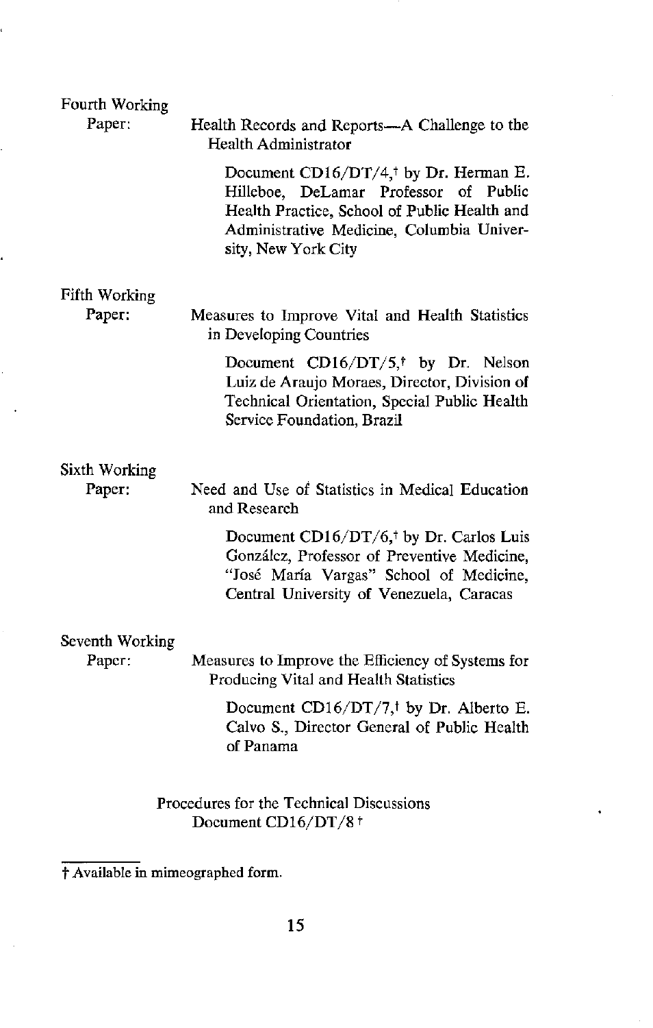Fourth Working Paper: Health Records and Reports—A Challenge to the Health Administrator

Document CD16/DT/4,† by Dr. Herman E. Hilleboe, DeLamar Professor of Public Health Practice, School of Public Health and Administrative Medicine, Columbia University, New York City

Fifth Working Paper: Measures to Improve Vital and Health Statistics in Developing Countries

Document CD16/DT/5,† by Dr. Nelson Luiz de Araujo Moraes, Director, Division of Technical Orientation, Special Public Health Service Foundation, Brazil

Sixth Working Paper: Need and Use of Statistics in Medical Education and Research

Document CD16/DT/6,† by Dr. Carlos Luis González, Professor of Preventive Medicine, "José María Vargas" School of Medicine, Central University of Venezuela, Caracas

Seventh Working Paper: Measures to Improve the Efficiency of Systems for Producing Vital and Health Statistics

Document CD16/DT/7,† by Dr. Alberto E. Calvo S., Director General of Public Health of Panama

Procedures for the Technical Discussions
Document CD16/DT/8 †

---

† Available in mimeographed form.